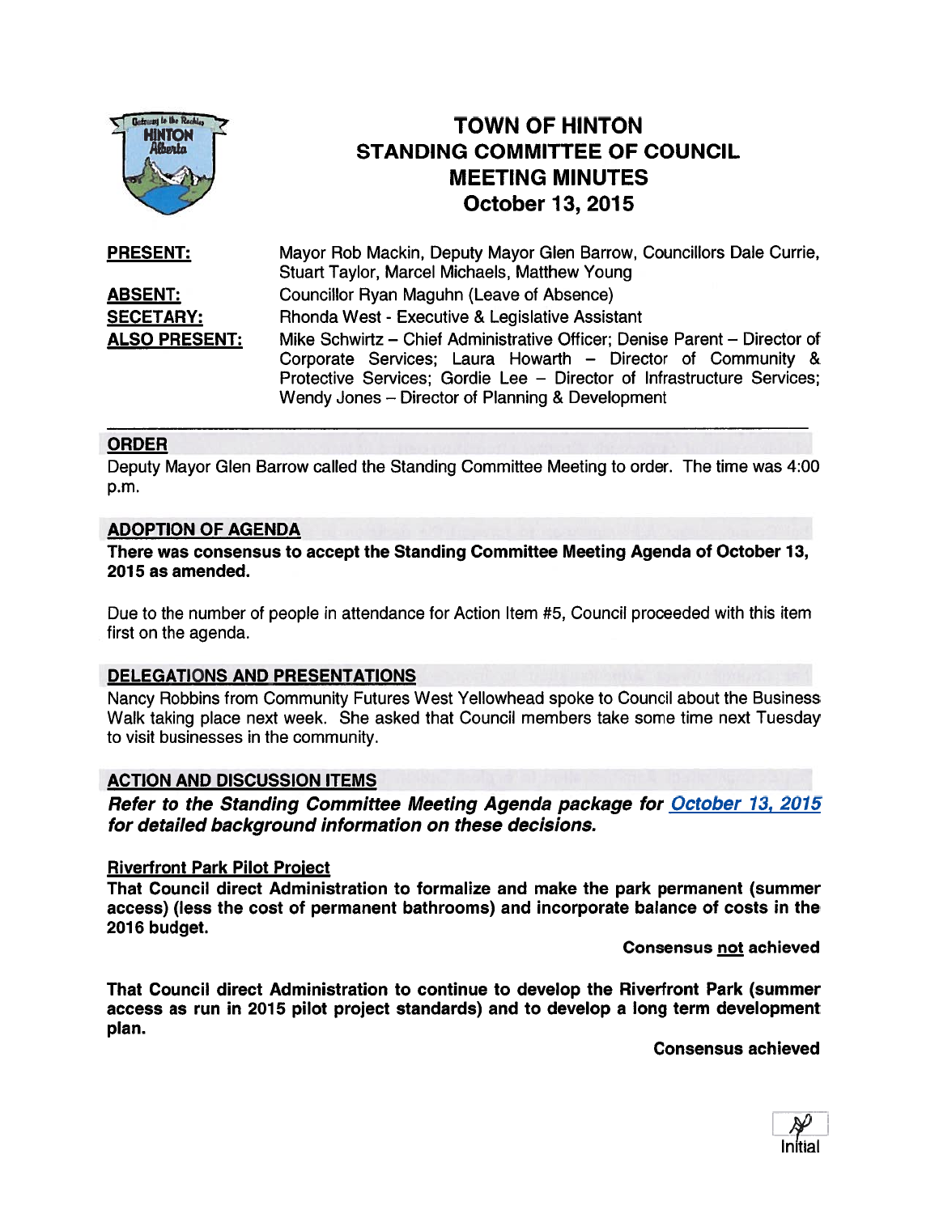# TOWN OF HINTON
## STANDING COMMITTEE OF COUNCIL
## MEETING MINUTES
## October 13, 2015

**PRESENT:** Mayor Rob Mackin, Deputy Mayor Glen Barrow, Councillors Dale Currie, Stuart Taylor, Marcel Michaels, Matthew Young

**ABSENT:** Councillor Ryan Maguhn (Leave of Absence)

**SECETARY:** Rhonda West - Executive & Legislative Assistant

**ALSO PRESENT:** Mike Schwirtz – Chief Administrative Officer; Denise Parent – Director of Corporate Services; Laura Howarth – Director of Community & Protective Services; Gordie Lee – Director of Infrastructure Services; Wendy Jones – Director of Planning & Development

---

### ORDER

Deputy Mayor Glen Barrow called the Standing Committee Meeting to order. The time was 4:00 p.m.

### ADOPTION OF AGENDA

**There was consensus to accept the Standing Committee Meeting Agenda of October 13, 2015 as amended.**

Due to the number of people in attendance for Action Item #5, Council proceeded with this item first on the agenda.

### DELEGATIONS AND PRESENTATIONS

Nancy Robbins from Community Futures West Yellowhead spoke to Council about the Business Walk taking place next week. She asked that Council members take some time next Tuesday to visit businesses in the community.

### ACTION AND DISCUSSION ITEMS

***Refer to the Standing Committee Meeting Agenda package for October 13, 2015 for detailed background information on these decisions.***

#### Riverfront Park Pilot Project

**That Council direct Administration to formalize and make the park permanent (summer access) (less the cost of permanent bathrooms) and incorporate balance of costs in the 2016 budget.**

**Consensus not achieved**

**That Council direct Administration to continue to develop the Riverfront Park (summer access as run in 2015 pilot project standards) and to develop a long term development plan.**

**Consensus achieved**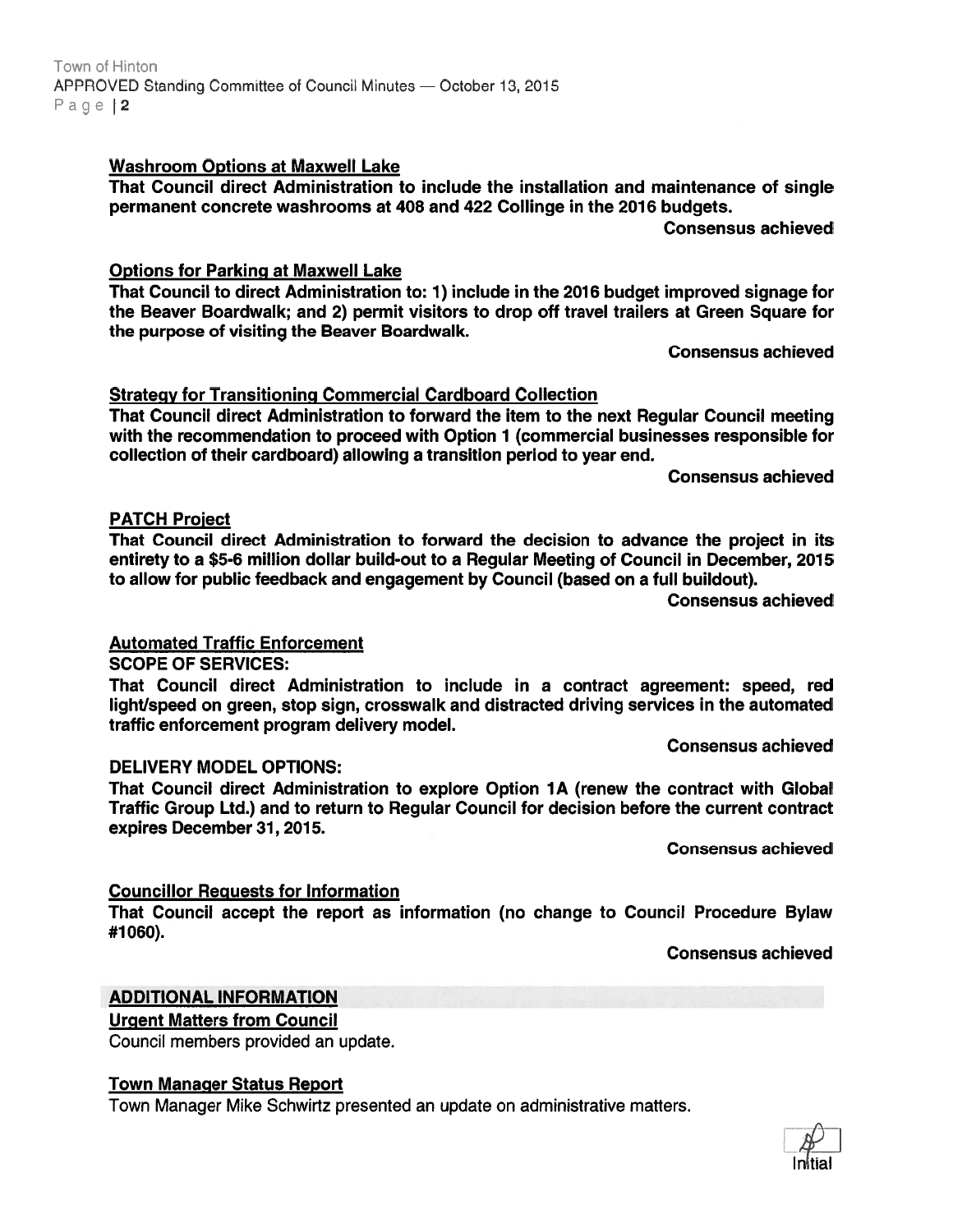### Washroom Options at Maxwell Lake

**That Council direct Administration to include the installation and maintenance of single permanent concrete washrooms at 408 and 422 Collinge in the 2016 budgets.**

**Consensus achieved**

### Options for Parking at Maxwell Lake

**That Council to direct Administration to: 1) include in the 2016 budget improved signage for the Beaver Boardwalk; and 2) permit visitors to drop off travel trailers at Green Square for the purpose of visiting the Beaver Boardwalk.**

**Consensus achieved**

### Strategy for Transitioning Commercial Cardboard Collection

**That Council direct Administration to forward the item to the next Regular Council meeting with the recommendation to proceed with Option 1 (commercial businesses responsible for collection of their cardboard) allowing a transition period to year end.**

**Consensus achieved**

### PATCH Project

**That Council direct Administration to forward the decision to advance the project in its entirety to a $5-6 million dollar build-out to a Regular Meeting of Council in December, 2015 to allow for public feedback and engagement by Council (based on a full buildout).**

**Consensus achieved**

### Automated Traffic Enforcement

**SCOPE OF SERVICES:**

**That Council direct Administration to include in a contract agreement: speed, red light/speed on green, stop sign, crosswalk and distracted driving services in the automated traffic enforcement program delivery model.**

**Consensus achieved**

**DELIVERY MODEL OPTIONS:**

**That Council direct Administration to explore Option 1A (renew the contract with Global Traffic Group Ltd.) and to return to Regular Council for decision before the current contract expires December 31, 2015.**

**Consensus achieved**

### Councillor Requests for Information

**That Council accept the report as information (no change to Council Procedure Bylaw #1060).**

**Consensus achieved**

## ADDITIONAL INFORMATION

### Urgent Matters from Council

Council members provided an update.

### Town Manager Status Report

Town Manager Mike Schwirtz presented an update on administrative matters.

Initial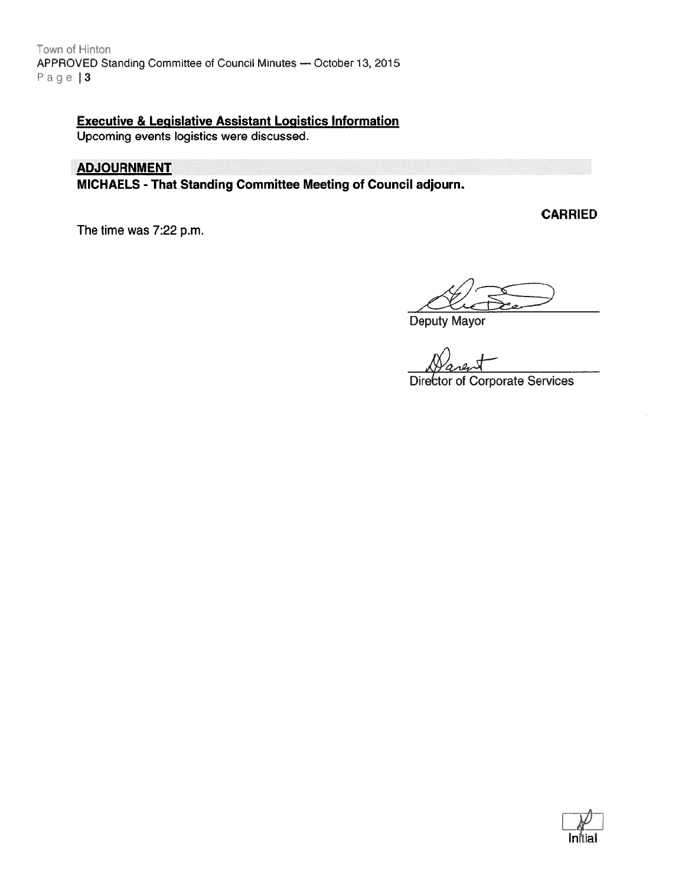**Executive & Legislative Assistant Logistics Information**

Upcoming events logistics were discussed.

## ADJOURNMENT

**MICHAELS - That Standing Committee Meeting of Council adjourn.**

**CARRIED**

The time was 7:22 p.m.

Deputy Mayor

Director of Corporate Services

Initial